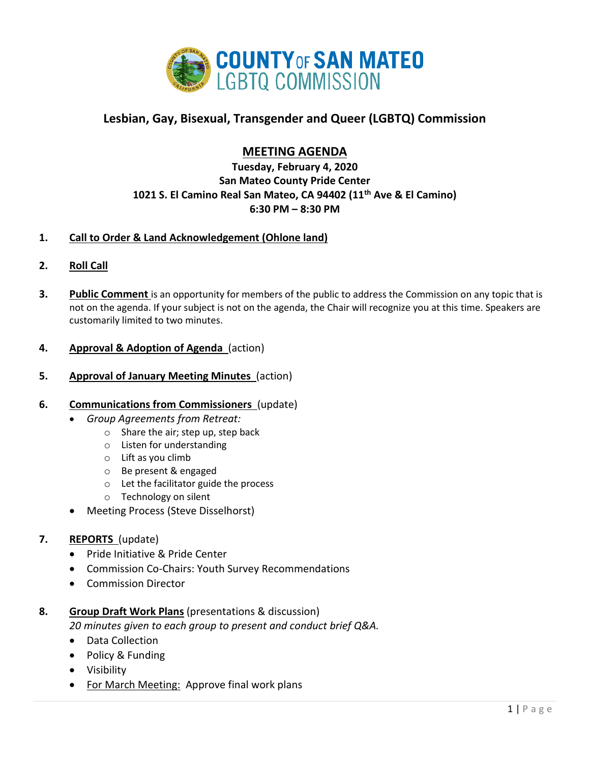# COUNTY OF SAN MATEO LGBTQ COMMISSION

## Lesbian, Gay, Bisexual, Transgender and Queer (LGBTQ) Commission

### MEETING AGENDA

**Tuesday, February 4, 2020**
**San Mateo County Pride Center**
**1021 S. El Camino Real San Mateo, CA 94402 (11th Ave & El Camino)**
**6:30 PM – 8:30 PM**

1. **Call to Order & Land Acknowledgement (Ohlone land)**

2. **Roll Call**

3. **Public Comment** is an opportunity for members of the public to address the Commission on any topic that is not on the agenda. If your subject is not on the agenda, the Chair will recognize you at this time. Speakers are customarily limited to two minutes.

4. **Approval & Adoption of Agenda** (action)

5. **Approval of January Meeting Minutes** (action)

6. **Communications from Commissioners** (update)
   - *Group Agreements from Retreat:*
     - Share the air; step up, step back
     - Listen for understanding
     - Lift as you climb
     - Be present & engaged
     - Let the facilitator guide the process
     - Technology on silent
   - Meeting Process (Steve Disselhorst)

7. **REPORTS** (update)
   - Pride Initiative & Pride Center
   - Commission Co-Chairs: Youth Survey Recommendations
   - Commission Director

8. **Group Draft Work Plans** (presentations & discussion)
   *20 minutes given to each group to present and conduct brief Q&A.*
   - Data Collection
   - Policy & Funding
   - Visibility
   - For March Meeting: Approve final work plans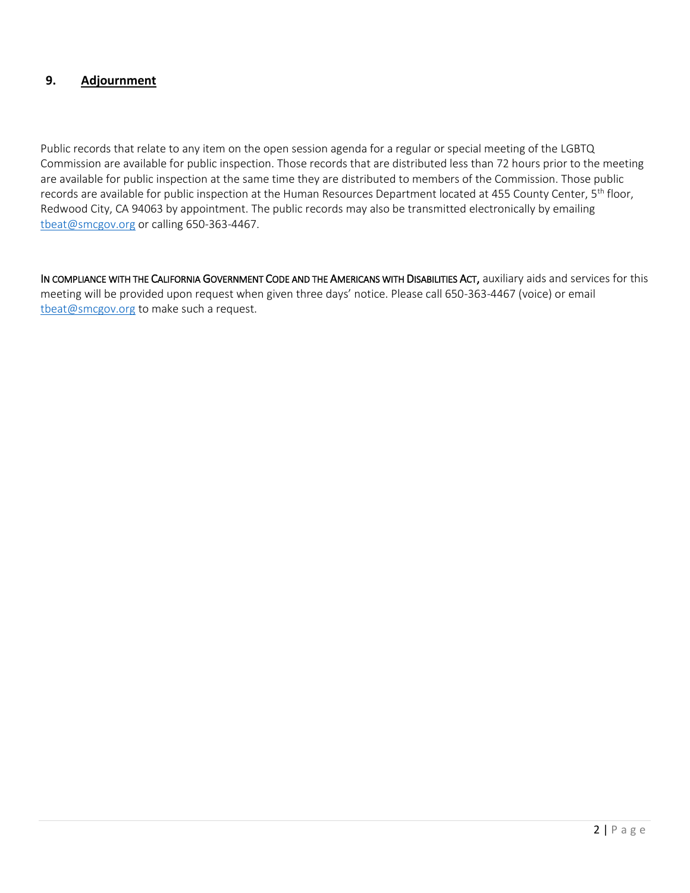## 9. **Adjournment**

Public records that relate to any item on the open session agenda for a regular or special meeting of the LGBTQ Commission are available for public inspection. Those records that are distributed less than 72 hours prior to the meeting are available for public inspection at the same time they are distributed to members of the Commission. Those public records are available for public inspection at the Human Resources Department located at 455 County Center, 5th floor, Redwood City, CA 94063 by appointment. The public records may also be transmitted electronically by emailing tbeat@smcgov.org or calling 650-363-4467.

IN COMPLIANCE WITH THE CALIFORNIA GOVERNMENT CODE AND THE AMERICANS WITH DISABILITIES ACT, auxiliary aids and services for this meeting will be provided upon request when given three days' notice. Please call 650-363-4467 (voice) or email tbeat@smcgov.org to make such a request.